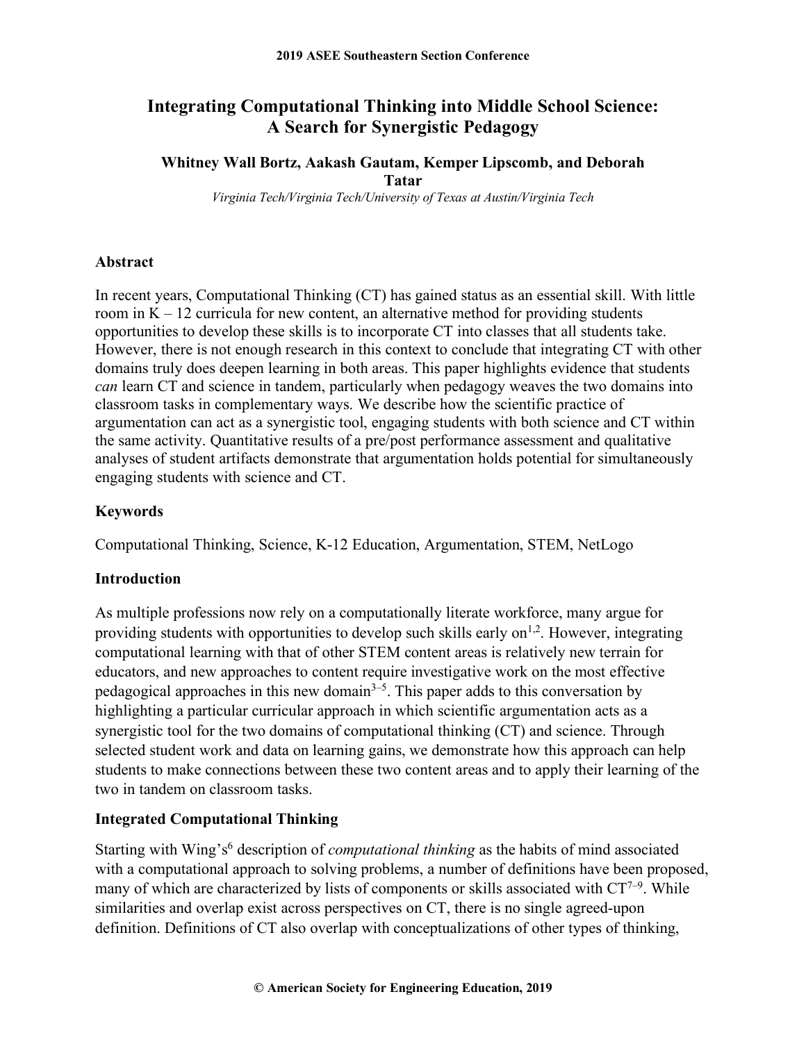# Integrating Computational Thinking into Middle School Science: A Search for Synergistic Pedagogy

**Whitney Wall Bortz, Aakash Gautam, Kemper Lipscomb, and Deborah Tatar**

*Virginia Tech/Virginia Tech/University of Texas at Austin/Virginia Tech*

## Abstract

In recent years, Computational Thinking (CT) has gained status as an essential skill. With little room in K – 12 curricula for new content, an alternative method for providing students opportunities to develop these skills is to incorporate CT into classes that all students take. However, there is not enough research in this context to conclude that integrating CT with other domains truly does deepen learning in both areas. This paper highlights evidence that students *can* learn CT and science in tandem, particularly when pedagogy weaves the two domains into classroom tasks in complementary ways. We describe how the scientific practice of argumentation can act as a synergistic tool, engaging students with both science and CT within the same activity. Quantitative results of a pre/post performance assessment and qualitative analyses of student artifacts demonstrate that argumentation holds potential for simultaneously engaging students with science and CT.

## Keywords

Computational Thinking, Science, K-12 Education, Argumentation, STEM, NetLogo

## Introduction

As multiple professions now rely on a computationally literate workforce, many argue for providing students with opportunities to develop such skills early on[1,2]. However, integrating computational learning with that of other STEM content areas is relatively new terrain for educators, and new approaches to content require investigative work on the most effective pedagogical approaches in this new domain[3–5]. This paper adds to this conversation by highlighting a particular curricular approach in which scientific argumentation acts as a synergistic tool for the two domains of computational thinking (CT) and science. Through selected student work and data on learning gains, we demonstrate how this approach can help students to make connections between these two content areas and to apply their learning of the two in tandem on classroom tasks.

## Integrated Computational Thinking

Starting with Wing's[6] description of *computational thinking* as the habits of mind associated with a computational approach to solving problems, a number of definitions have been proposed, many of which are characterized by lists of components or skills associated with CT[7–9]. While similarities and overlap exist across perspectives on CT, there is no single agreed-upon definition. Definitions of CT also overlap with conceptualizations of other types of thinking,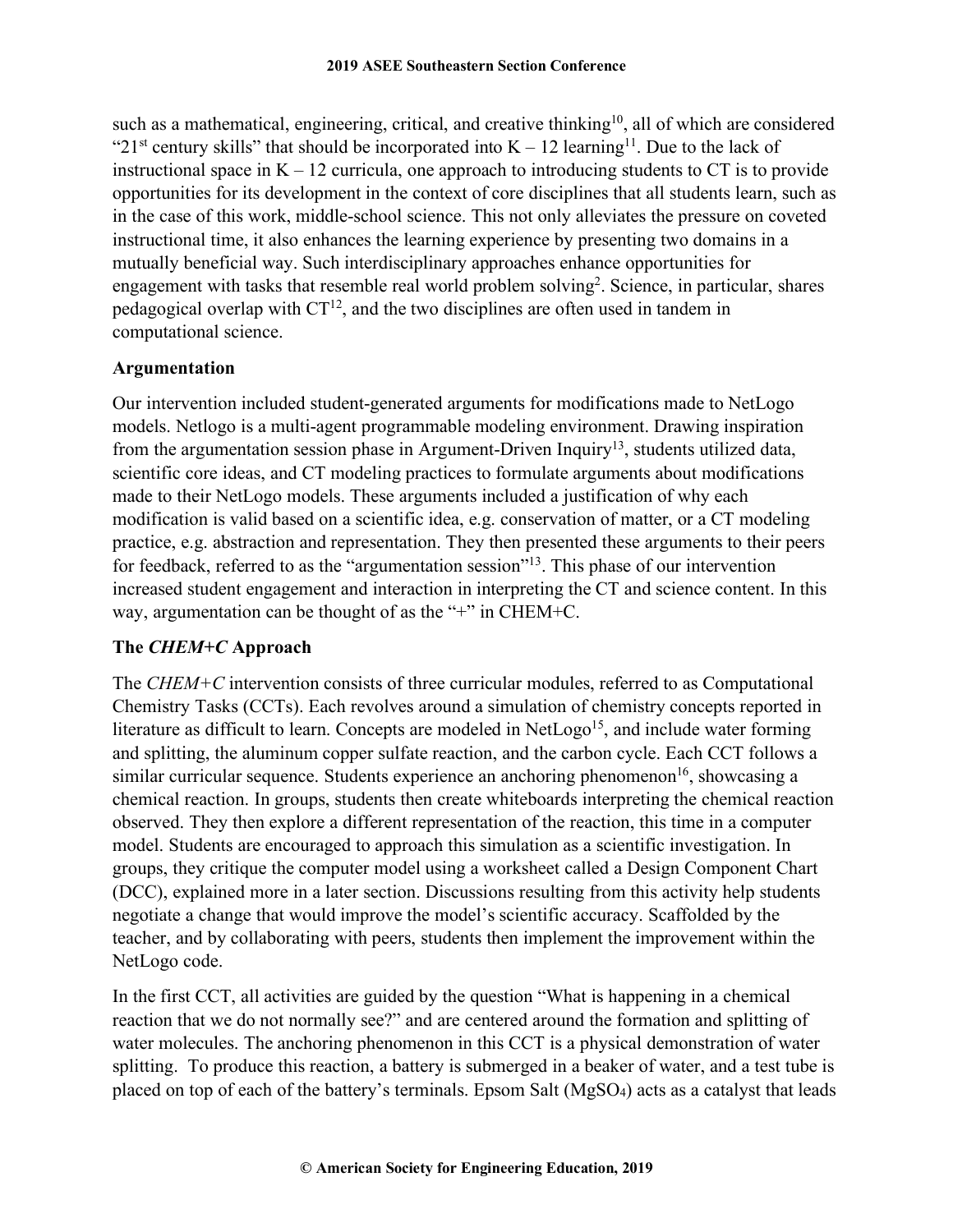such as a mathematical, engineering, critical, and creative thinking[10], all of which are considered "21st century skills" that should be incorporated into K – 12 learning[11]. Due to the lack of instructional space in K – 12 curricula, one approach to introducing students to CT is to provide opportunities for its development in the context of core disciplines that all students learn, such as in the case of this work, middle-school science. This not only alleviates the pressure on coveted instructional time, it also enhances the learning experience by presenting two domains in a mutually beneficial way. Such interdisciplinary approaches enhance opportunities for engagement with tasks that resemble real world problem solving[2]. Science, in particular, shares pedagogical overlap with CT[12], and the two disciplines are often used in tandem in computational science.

## Argumentation

Our intervention included student-generated arguments for modifications made to NetLogo models. Netlogo is a multi-agent programmable modeling environment. Drawing inspiration from the argumentation session phase in Argument-Driven Inquiry[13], students utilized data, scientific core ideas, and CT modeling practices to formulate arguments about modifications made to their NetLogo models. These arguments included a justification of why each modification is valid based on a scientific idea, e.g. conservation of matter, or a CT modeling practice, e.g. abstraction and representation. They then presented these arguments to their peers for feedback, referred to as the "argumentation session"[13]. This phase of our intervention increased student engagement and interaction in interpreting the CT and science content. In this way, argumentation can be thought of as the "+" in CHEM+C.

## The *CHEM+C* Approach

The *CHEM+C* intervention consists of three curricular modules, referred to as Computational Chemistry Tasks (CCTs). Each revolves around a simulation of chemistry concepts reported in literature as difficult to learn. Concepts are modeled in NetLogo[15], and include water forming and splitting, the aluminum copper sulfate reaction, and the carbon cycle. Each CCT follows a similar curricular sequence. Students experience an anchoring phenomenon[16], showcasing a chemical reaction. In groups, students then create whiteboards interpreting the chemical reaction observed. They then explore a different representation of the reaction, this time in a computer model. Students are encouraged to approach this simulation as a scientific investigation. In groups, they critique the computer model using a worksheet called a Design Component Chart (DCC), explained more in a later section. Discussions resulting from this activity help students negotiate a change that would improve the model's scientific accuracy. Scaffolded by the teacher, and by collaborating with peers, students then implement the improvement within the NetLogo code.

In the first CCT, all activities are guided by the question "What is happening in a chemical reaction that we do not normally see?" and are centered around the formation and splitting of water molecules. The anchoring phenomenon in this CCT is a physical demonstration of water splitting. To produce this reaction, a battery is submerged in a beaker of water, and a test tube is placed on top of each of the battery's terminals. Epsom Salt ($MgSO_4$) acts as a catalyst that leads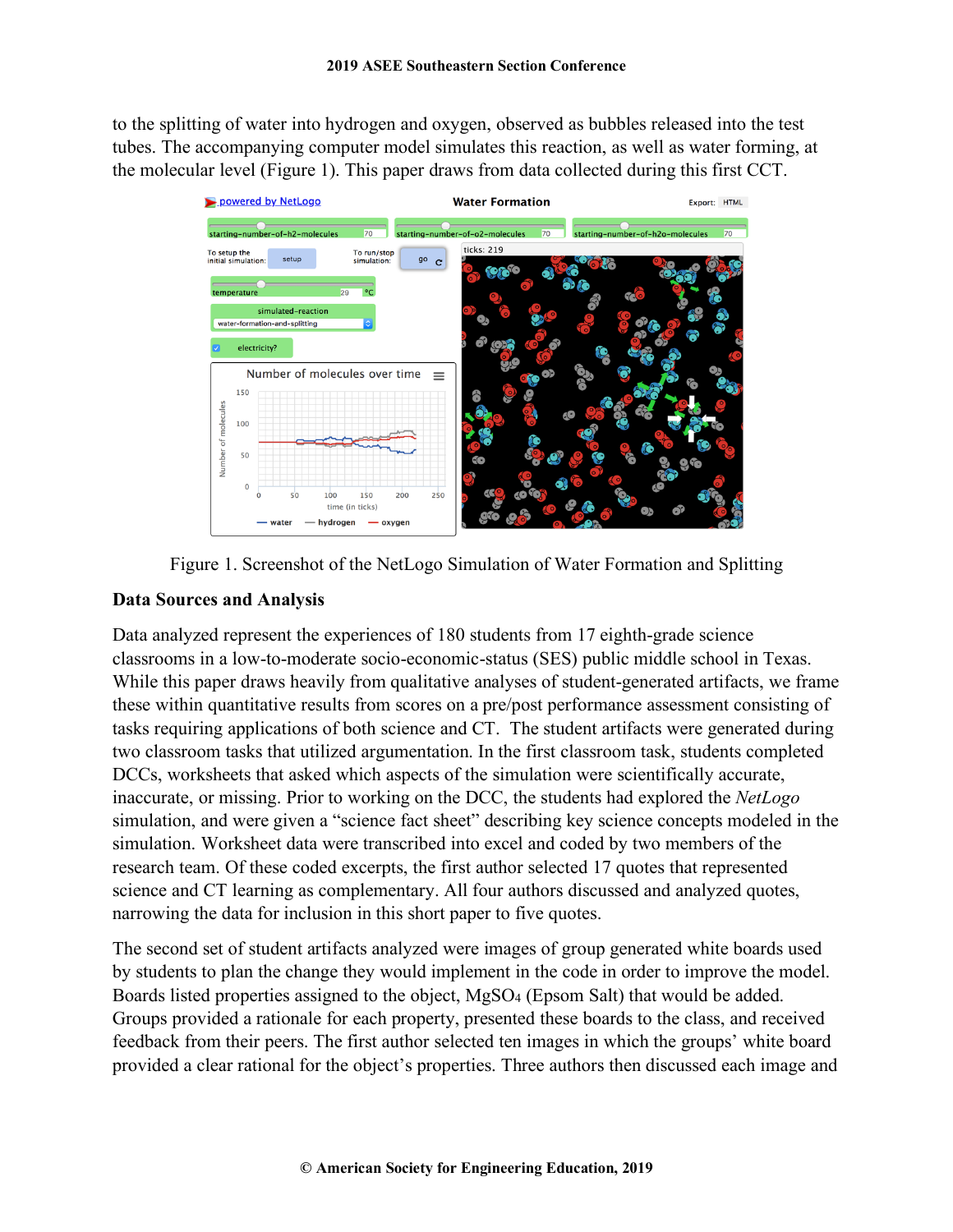to the splitting of water into hydrogen and oxygen, observed as bubbles released into the test tubes. The accompanying computer model simulates this reaction, as well as water forming, at the molecular level (Figure 1). This paper draws from data collected during this first CCT.

Figure 1. Screenshot of the NetLogo Simulation of Water Formation and Splitting

## Data Sources and Analysis

Data analyzed represent the experiences of 180 students from 17 eighth-grade science classrooms in a low-to-moderate socio-economic-status (SES) public middle school in Texas. While this paper draws heavily from qualitative analyses of student-generated artifacts, we frame these within quantitative results from scores on a pre/post performance assessment consisting of tasks requiring applications of both science and CT. The student artifacts were generated during two classroom tasks that utilized argumentation. In the first classroom task, students completed DCCs, worksheets that asked which aspects of the simulation were scientifically accurate, inaccurate, or missing. Prior to working on the DCC, the students had explored the *NetLogo* simulation, and were given a "science fact sheet" describing key science concepts modeled in the simulation. Worksheet data were transcribed into excel and coded by two members of the research team. Of these coded excerpts, the first author selected 17 quotes that represented science and CT learning as complementary. All four authors discussed and analyzed quotes, narrowing the data for inclusion in this short paper to five quotes.

The second set of student artifacts analyzed were images of group generated white boards used by students to plan the change they would implement in the code in order to improve the model. Boards listed properties assigned to the object, $MgSO_4$ (Epsom Salt) that would be added. Groups provided a rationale for each property, presented these boards to the class, and received feedback from their peers. The first author selected ten images in which the groups' white board provided a clear rational for the object's properties. Three authors then discussed each image and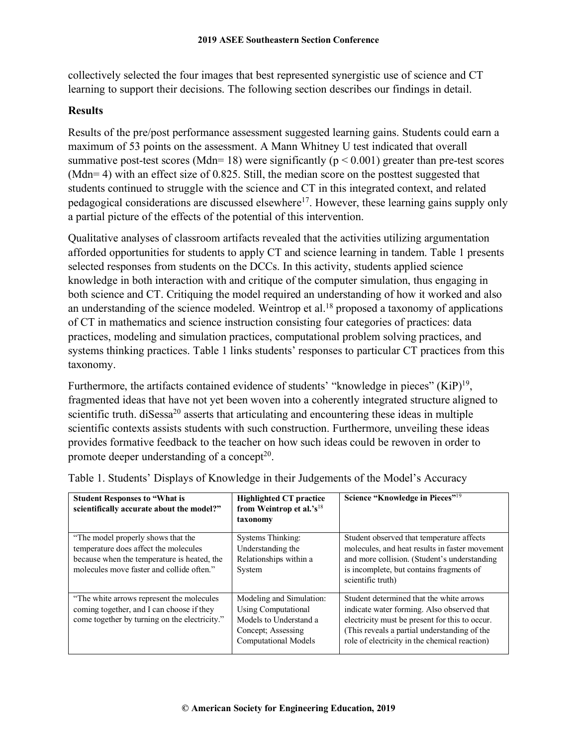collectively selected the four images that best represented synergistic use of science and CT learning to support their decisions. The following section describes our findings in detail.

## Results

Results of the pre/post performance assessment suggested learning gains. Students could earn a maximum of 53 points on the assessment. A Mann Whitney U test indicated that overall summative post-test scores (Mdn= 18) were significantly ($p < 0.001$) greater than pre-test scores (Mdn= 4) with an effect size of 0.825. Still, the median score on the posttest suggested that students continued to struggle with the science and CT in this integrated context, and related pedagogical considerations are discussed elsewhere[17]. However, these learning gains supply only a partial picture of the effects of the potential of this intervention.

Qualitative analyses of classroom artifacts revealed that the activities utilizing argumentation afforded opportunities for students to apply CT and science learning in tandem. Table 1 presents selected responses from students on the DCCs. In this activity, students applied science knowledge in both interaction with and critique of the computer simulation, thus engaging in both science and CT. Critiquing the model required an understanding of how it worked and also an understanding of the science modeled. Weintrop et al.[18] proposed a taxonomy of applications of CT in mathematics and science instruction consisting four categories of practices: data practices, modeling and simulation practices, computational problem solving practices, and systems thinking practices. Table 1 links students' responses to particular CT practices from this taxonomy.

Furthermore, the artifacts contained evidence of students' "knowledge in pieces" (KiP)[19], fragmented ideas that have not yet been woven into a coherently integrated structure aligned to scientific truth. diSessa[20] asserts that articulating and encountering these ideas in multiple scientific contexts assists students with such construction. Furthermore, unveiling these ideas provides formative feedback to the teacher on how such ideas could be rewoven in order to promote deeper understanding of a concept[20].

Table 1. Students' Displays of Knowledge in their Judgements of the Model's Accuracy

| **Student Responses to "What is scientifically accurate about the model?"** | **Highlighted CT practice from Weintrop et al.'s[18] taxonomy** | **Science "Knowledge in Pieces"[19]** |
|---|---|---|
| "The model properly shows that the temperature does affect the molecules because when the temperature is heated, the molecules move faster and collide often." | Systems Thinking: Understanding the Relationships within a System | Student observed that temperature affects molecules, and heat results in faster movement and more collision. (Student's understanding is incomplete, but contains fragments of scientific truth) |
| "The white arrows represent the molecules coming together, and I can choose if they come together by turning on the electricity." | Modeling and Simulation: Using Computational Models to Understand a Concept; Assessing Computational Models | Student determined that the white arrows indicate water forming. Also observed that electricity must be present for this to occur. (This reveals a partial understanding of the role of electricity in the chemical reaction) |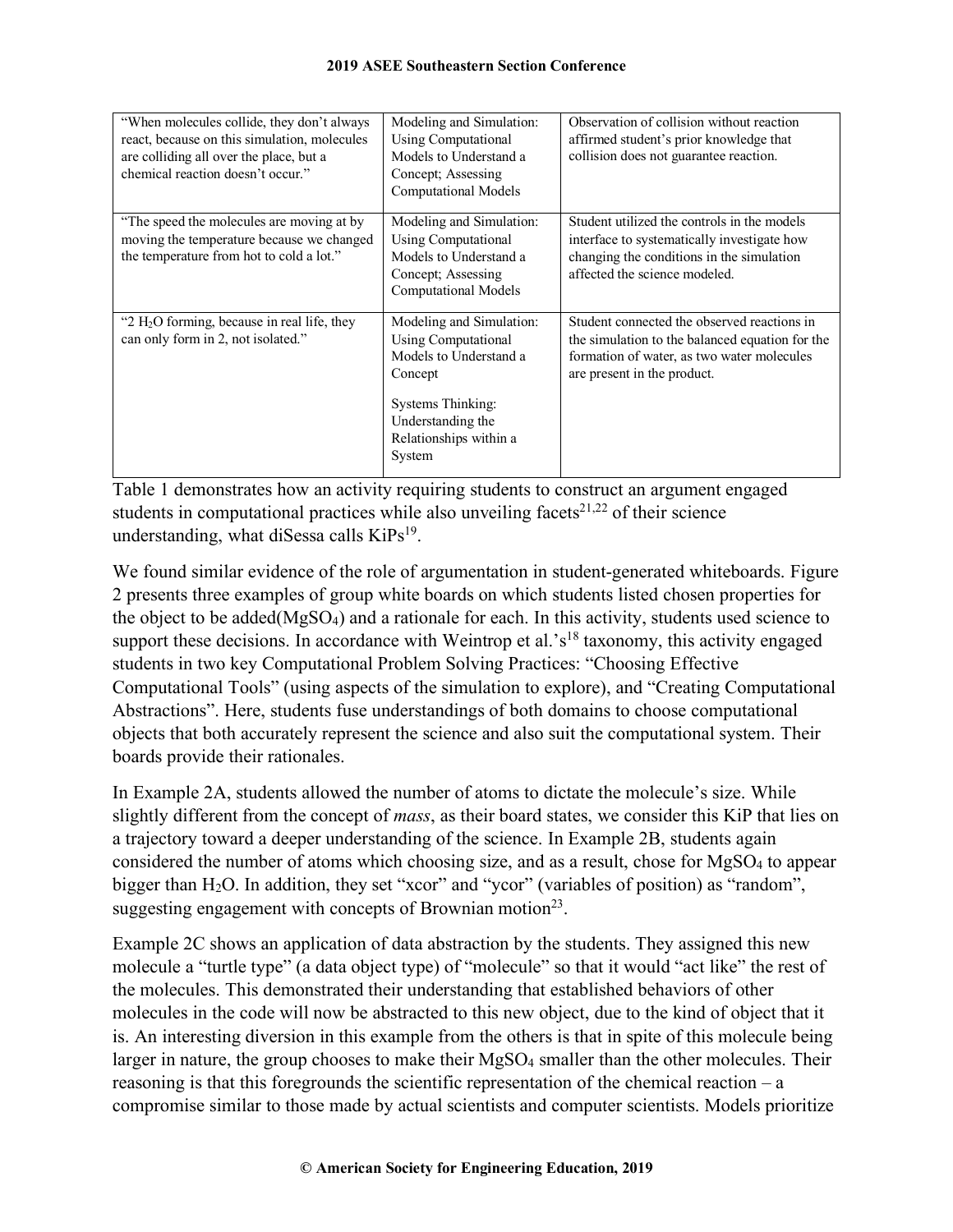| | | |
|---|---|---|
| "When molecules collide, they don't always react, because on this simulation, molecules are colliding all over the place, but a chemical reaction doesn't occur." | Modeling and Simulation: Using Computational Models to Understand a Concept; Assessing Computational Models | Observation of collision without reaction affirmed student's prior knowledge that collision does not guarantee reaction. |
| "The speed the molecules are moving at by moving the temperature because we changed the temperature from hot to cold a lot." | Modeling and Simulation: Using Computational Models to Understand a Concept; Assessing Computational Models | Student utilized the controls in the models interface to systematically investigate how changing the conditions in the simulation affected the science modeled. |
| "2 $H_2O$ forming, because in real life, they can only form in 2, not isolated." | Modeling and Simulation: Using Computational Models to Understand a Concept<br><br>Systems Thinking: Understanding the Relationships within a System | Student connected the observed reactions in the simulation to the balanced equation for the formation of water, as two water molecules are present in the product. |

Table 1 demonstrates how an activity requiring students to construct an argument engaged students in computational practices while also unveiling facets[21,22] of their science understanding, what diSessa calls KiPs[19].

We found similar evidence of the role of argumentation in student-generated whiteboards. Figure 2 presents three examples of group white boards on which students listed chosen properties for the object to be added($MgSO_4$) and a rationale for each. In this activity, students used science to support these decisions. In accordance with Weintrop et al.'s[18] taxonomy, this activity engaged students in two key Computational Problem Solving Practices: "Choosing Effective Computational Tools" (using aspects of the simulation to explore), and "Creating Computational Abstractions". Here, students fuse understandings of both domains to choose computational objects that both accurately represent the science and also suit the computational system. Their boards provide their rationales.

In Example 2A, students allowed the number of atoms to dictate the molecule's size. While slightly different from the concept of *mass*, as their board states, we consider this KiP that lies on a trajectory toward a deeper understanding of the science. In Example 2B, students again considered the number of atoms which choosing size, and as a result, chose for $MgSO_4$ to appear bigger than $H_2O$. In addition, they set "xcor" and "ycor" (variables of position) as "random", suggesting engagement with concepts of Brownian motion[23].

Example 2C shows an application of data abstraction by the students. They assigned this new molecule a "turtle type" (a data object type) of "molecule" so that it would "act like" the rest of the molecules. This demonstrated their understanding that established behaviors of other molecules in the code will now be abstracted to this new object, due to the kind of object that it is. An interesting diversion in this example from the others is that in spite of this molecule being larger in nature, the group chooses to make their $MgSO_4$ smaller than the other molecules. Their reasoning is that this foregrounds the scientific representation of the chemical reaction – a compromise similar to those made by actual scientists and computer scientists. Models prioritize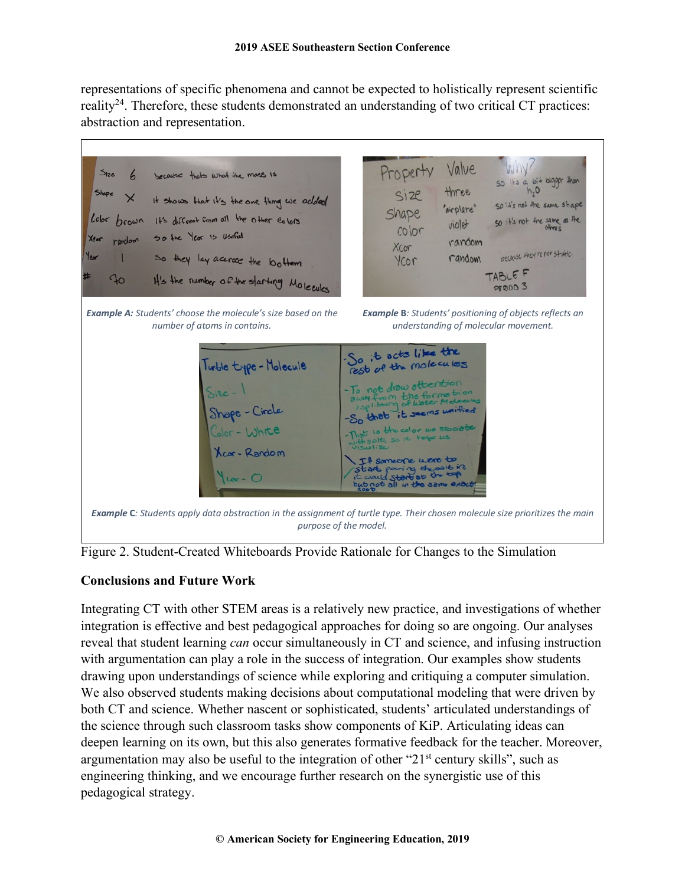representations of specific phenomena and cannot be expected to holistically represent scientific reality[24]. Therefore, these students demonstrated an understanding of two critical CT practices: abstraction and representation.

***Example A:*** *Students' choose the molecule's size based on the number of atoms in contains.*

***Example B****: Students' positioning of objects reflects an understanding of molecular movement.*

***Example C****: Students apply data abstraction in the assignment of turtle type. Their chosen molecule size prioritizes the main purpose of the model.*

Figure 2. Student-Created Whiteboards Provide Rationale for Changes to the Simulation

## Conclusions and Future Work

Integrating CT with other STEM areas is a relatively new practice, and investigations of whether integration is effective and best pedagogical approaches for doing so are ongoing. Our analyses reveal that student learning *can* occur simultaneously in CT and science, and infusing instruction with argumentation can play a role in the success of integration. Our examples show students drawing upon understandings of science while exploring and critiquing a computer simulation. We also observed students making decisions about computational modeling that were driven by both CT and science. Whether nascent or sophisticated, students' articulated understandings of the science through such classroom tasks show components of KiP. Articulating ideas can deepen learning on its own, but this also generates formative feedback for the teacher. Moreover, argumentation may also be useful to the integration of other "21st century skills", such as engineering thinking, and we encourage further research on the synergistic use of this pedagogical strategy.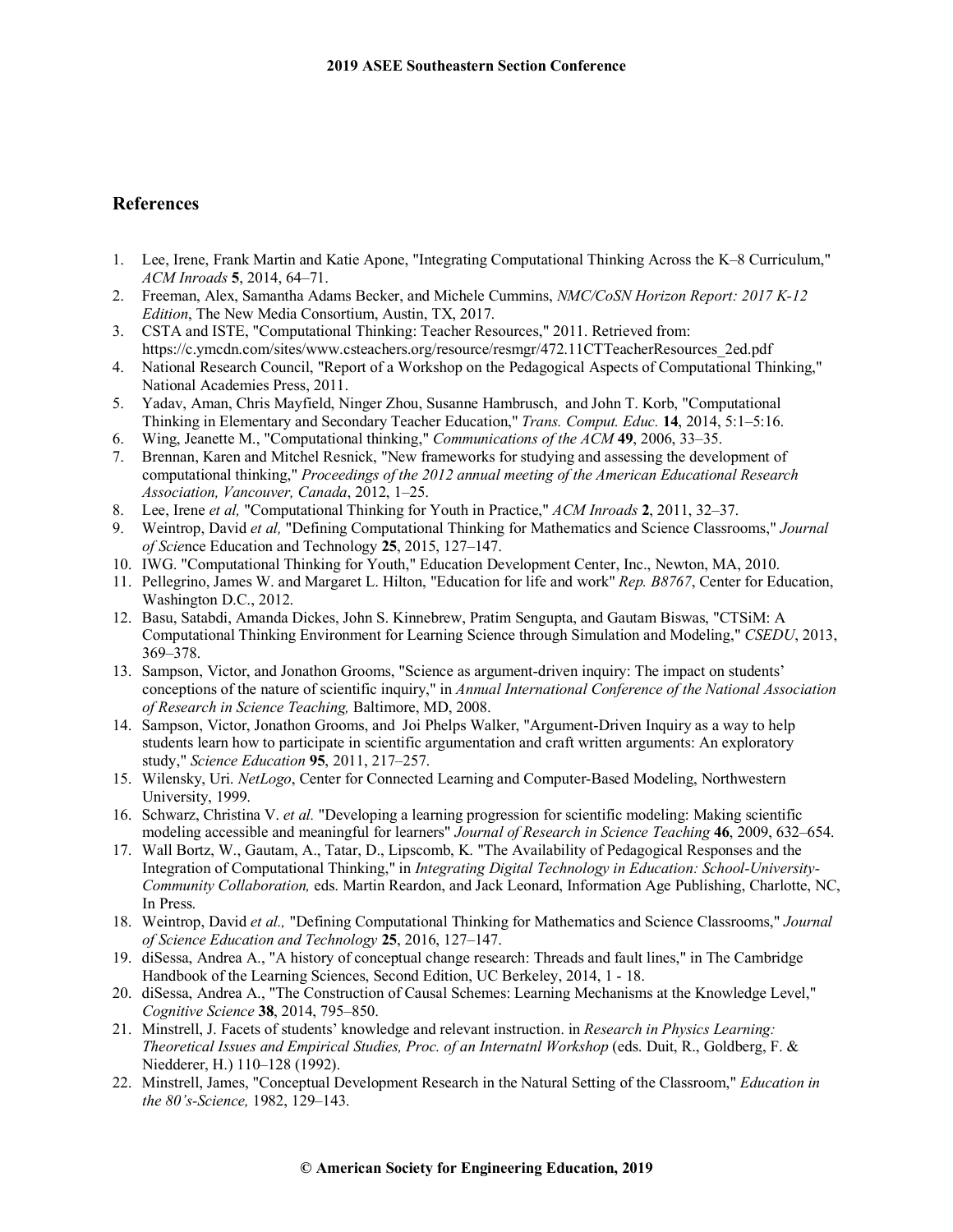## References

1. Lee, Irene, Frank Martin and Katie Apone, "Integrating Computational Thinking Across the K–8 Curriculum," *ACM Inroads* **5**, 2014, 64–71.
2. Freeman, Alex, Samantha Adams Becker, and Michele Cummins, *NMC/CoSN Horizon Report: 2017 K-12 Edition*, The New Media Consortium, Austin, TX, 2017.
3. CSTA and ISTE, "Computational Thinking: Teacher Resources," 2011. Retrieved from: https://c.ymcdn.com/sites/www.csteachers.org/resource/resmgr/472.11CTTeacherResources_2ed.pdf
4. National Research Council, "Report of a Workshop on the Pedagogical Aspects of Computational Thinking," National Academies Press, 2011.
5. Yadav, Aman, Chris Mayfield, Ninger Zhou, Susanne Hambrusch, and John T. Korb, "Computational Thinking in Elementary and Secondary Teacher Education," *Trans. Comput. Educ.* **14**, 2014, 5:1–5:16.
6. Wing, Jeanette M., "Computational thinking," *Communications of the ACM* **49**, 2006, 33–35.
7. Brennan, Karen and Mitchel Resnick, "New frameworks for studying and assessing the development of computational thinking," *Proceedings of the 2012 annual meeting of the American Educational Research Association, Vancouver, Canada*, 2012, 1–25.
8. Lee, Irene *et al,* "Computational Thinking for Youth in Practice," *ACM Inroads* **2**, 2011, 32–37.
9. Weintrop, David *et al,* "Defining Computational Thinking for Mathematics and Science Classrooms," *Journal of Scie*nce Education and Technology **25**, 2015, 127–147.
10. IWG. "Computational Thinking for Youth," Education Development Center, Inc., Newton, MA, 2010.
11. Pellegrino, James W. and Margaret L. Hilton, "Education for life and work" *Rep. B8767*, Center for Education, Washington D.C., 2012.
12. Basu, Satabdi, Amanda Dickes, John S. Kinnebrew, Pratim Sengupta, and Gautam Biswas, "CTSiM: A Computational Thinking Environment for Learning Science through Simulation and Modeling," *CSEDU*, 2013, 369–378.
13. Sampson, Victor, and Jonathon Grooms, "Science as argument-driven inquiry: The impact on students' conceptions of the nature of scientific inquiry," in *Annual International Conference of the National Association of Research in Science Teaching,* Baltimore, MD, 2008.
14. Sampson, Victor, Jonathon Grooms, and Joi Phelps Walker, "Argument-Driven Inquiry as a way to help students learn how to participate in scientific argumentation and craft written arguments: An exploratory study," *Science Education* **95**, 2011, 217–257.
15. Wilensky, Uri. *NetLogo*, Center for Connected Learning and Computer-Based Modeling, Northwestern University, 1999.
16. Schwarz, Christina V. *et al.* "Developing a learning progression for scientific modeling: Making scientific modeling accessible and meaningful for learners" *Journal of Research in Science Teaching* **46**, 2009, 632–654.
17. Wall Bortz, W., Gautam, A., Tatar, D., Lipscomb, K. "The Availability of Pedagogical Responses and the Integration of Computational Thinking," in *Integrating Digital Technology in Education: School-University-Community Collaboration,* eds. Martin Reardon, and Jack Leonard, Information Age Publishing, Charlotte, NC, In Press.
18. Weintrop, David *et al.,* "Defining Computational Thinking for Mathematics and Science Classrooms," *Journal of Science Education and Technology* **25**, 2016, 127–147.
19. diSessa, Andrea A., "A history of conceptual change research: Threads and fault lines," in The Cambridge Handbook of the Learning Sciences, Second Edition, UC Berkeley, 2014, 1 - 18.
20. diSessa, Andrea A., "The Construction of Causal Schemes: Learning Mechanisms at the Knowledge Level," *Cognitive Science* **38**, 2014, 795–850.
21. Minstrell, J. Facets of students' knowledge and relevant instruction. in *Research in Physics Learning: Theoretical Issues and Empirical Studies, Proc. of an Internatnl Workshop* (eds. Duit, R., Goldberg, F. & Niedderer, H.) 110–128 (1992).
22. Minstrell, James, "Conceptual Development Research in the Natural Setting of the Classroom," *Education in the 80's-Science,* 1982, 129–143.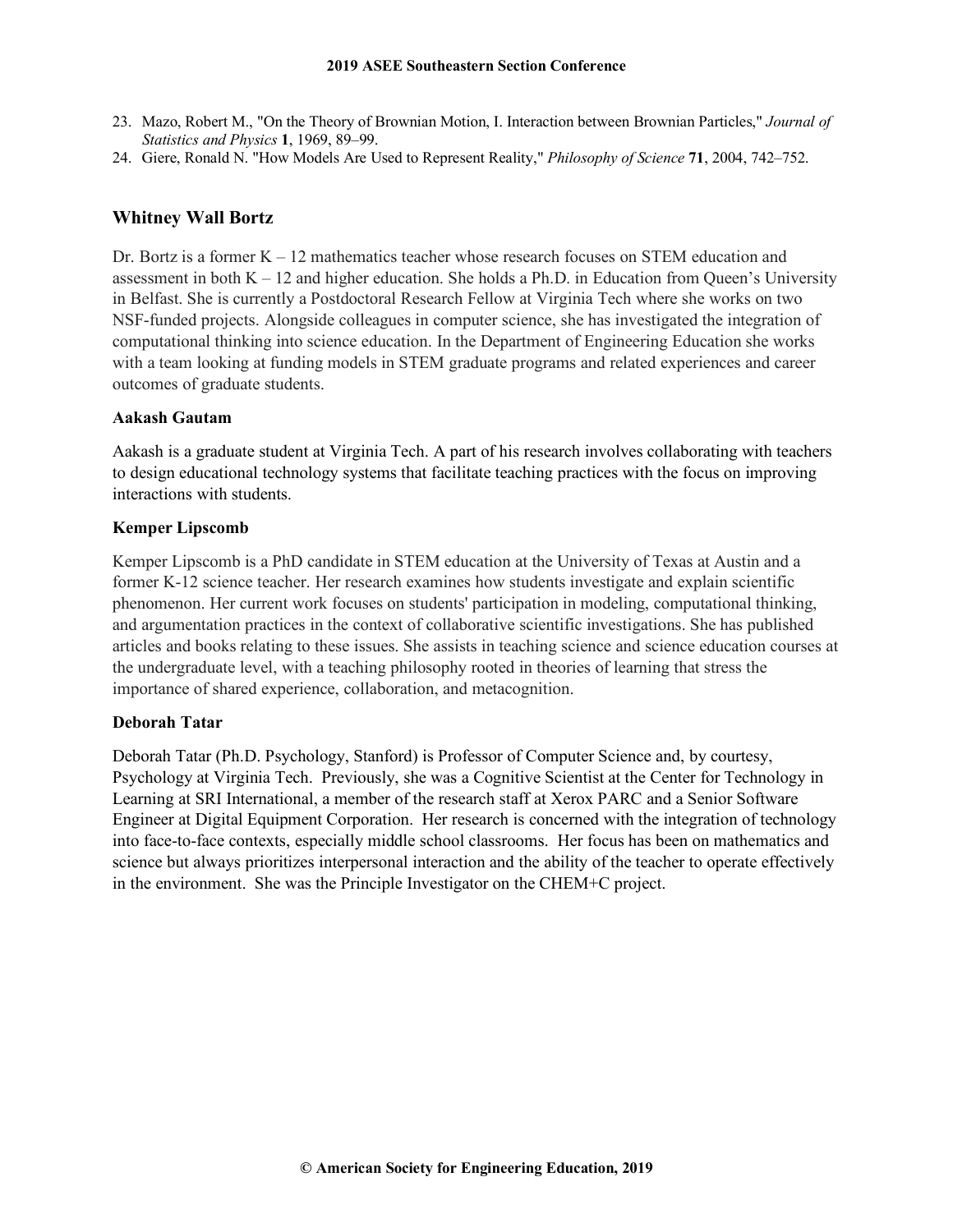23. Mazo, Robert M., "On the Theory of Brownian Motion, I. Interaction between Brownian Particles," *Journal of Statistics and Physics* **1**, 1969, 89–99.
24. Giere, Ronald N. "How Models Are Used to Represent Reality," *Philosophy of Science* **71**, 2004, 742–752.

## Whitney Wall Bortz

Dr. Bortz is a former K – 12 mathematics teacher whose research focuses on STEM education and assessment in both K – 12 and higher education. She holds a Ph.D. in Education from Queen's University in Belfast. She is currently a Postdoctoral Research Fellow at Virginia Tech where she works on two NSF-funded projects. Alongside colleagues in computer science, she has investigated the integration of computational thinking into science education. In the Department of Engineering Education she works with a team looking at funding models in STEM graduate programs and related experiences and career outcomes of graduate students.

### Aakash Gautam

Aakash is a graduate student at Virginia Tech. A part of his research involves collaborating with teachers to design educational technology systems that facilitate teaching practices with the focus on improving interactions with students.

### Kemper Lipscomb

Kemper Lipscomb is a PhD candidate in STEM education at the University of Texas at Austin and a former K-12 science teacher. Her research examines how students investigate and explain scientific phenomenon. Her current work focuses on students' participation in modeling, computational thinking, and argumentation practices in the context of collaborative scientific investigations. She has published articles and books relating to these issues. She assists in teaching science and science education courses at the undergraduate level, with a teaching philosophy rooted in theories of learning that stress the importance of shared experience, collaboration, and metacognition.

### Deborah Tatar

Deborah Tatar (Ph.D. Psychology, Stanford) is Professor of Computer Science and, by courtesy, Psychology at Virginia Tech. Previously, she was a Cognitive Scientist at the Center for Technology in Learning at SRI International, a member of the research staff at Xerox PARC and a Senior Software Engineer at Digital Equipment Corporation. Her research is concerned with the integration of technology into face-to-face contexts, especially middle school classrooms. Her focus has been on mathematics and science but always prioritizes interpersonal interaction and the ability of the teacher to operate effectively in the environment. She was the Principle Investigator on the CHEM+C project.